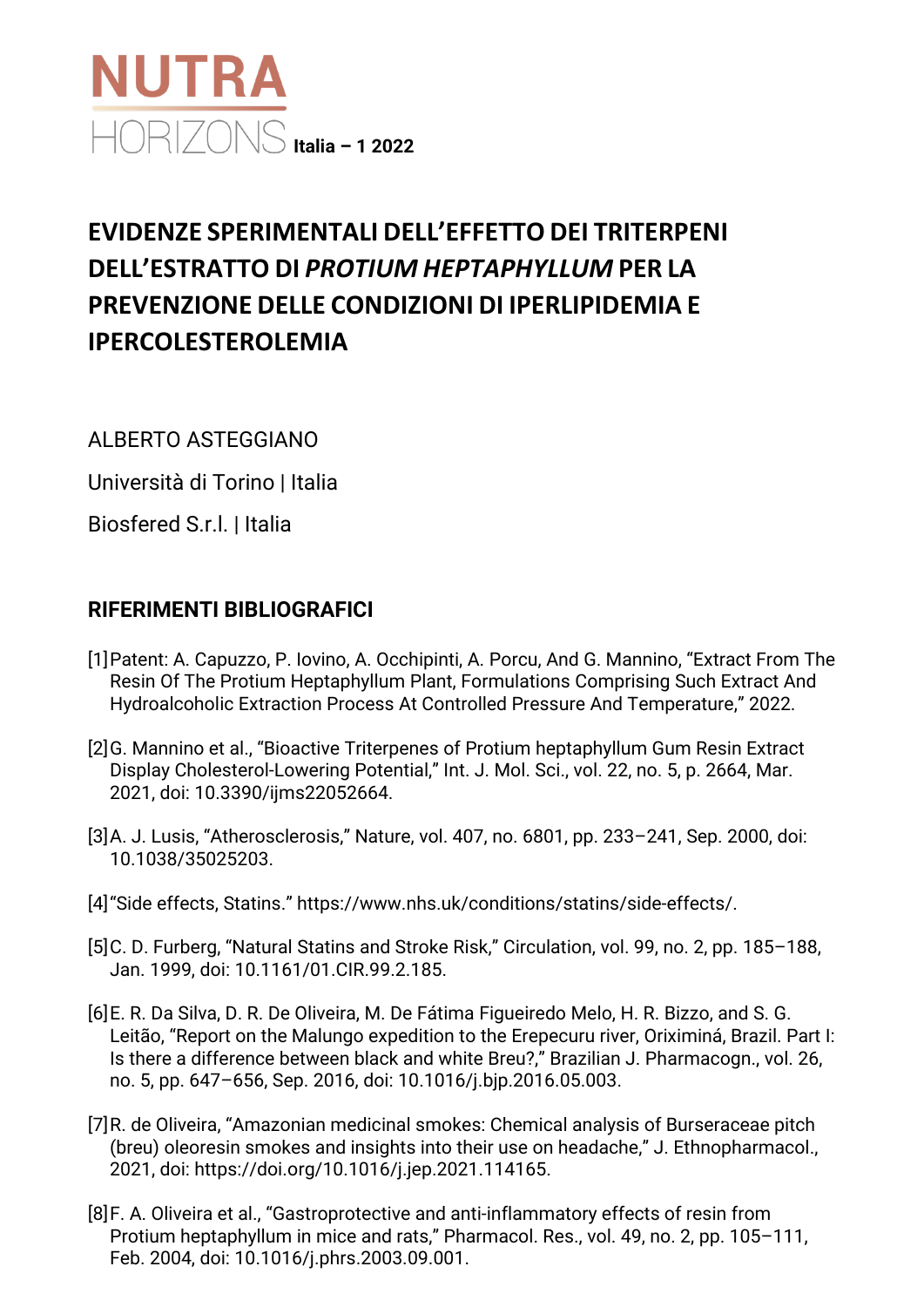NUTRA HORIZONS Italia – 1 2022

# EVIDENZE SPERIMENTALI DELL'EFFETTO DEI TRITERPENI DELL'ESTRATTO DI *PROTIUM HEPTAPHYLLUM* PER LA PREVENZIONE DELLE CONDIZIONI DI IPERLIPIDEMIA E IPERCOLESTEROLEMIA

ALBERTO ASTEGGIANO

Università di Torino | Italia

Biosfered S.r.l. | Italia

## RIFERIMENTI BIBLIOGRAFICI

[1] Patent: A. Capuzzo, P. Iovino, A. Occhipinti, A. Porcu, And G. Mannino, "Extract From The Resin Of The Protium Heptaphyllum Plant, Formulations Comprising Such Extract And Hydroalcoholic Extraction Process At Controlled Pressure And Temperature," 2022.

[2] G. Mannino et al., "Bioactive Triterpenes of Protium heptaphyllum Gum Resin Extract Display Cholesterol-Lowering Potential," Int. J. Mol. Sci., vol. 22, no. 5, p. 2664, Mar. 2021, doi: 10.3390/ijms22052664.

[3] A. J. Lusis, "Atherosclerosis," Nature, vol. 407, no. 6801, pp. 233–241, Sep. 2000, doi: 10.1038/35025203.

[4] "Side effects, Statins." https://www.nhs.uk/conditions/statins/side-effects/.

[5] C. D. Furberg, "Natural Statins and Stroke Risk," Circulation, vol. 99, no. 2, pp. 185–188, Jan. 1999, doi: 10.1161/01.CIR.99.2.185.

[6] E. R. Da Silva, D. R. De Oliveira, M. De Fátima Figueiredo Melo, H. R. Bizzo, and S. G. Leitão, "Report on the Malungo expedition to the Erepecuru river, Oriximiná, Brazil. Part I: Is there a difference between black and white Breu?," Brazilian J. Pharmacogn., vol. 26, no. 5, pp. 647–656, Sep. 2016, doi: 10.1016/j.bjp.2016.05.003.

[7] R. de Oliveira, "Amazonian medicinal smokes: Chemical analysis of Burseraceae pitch (breu) oleoresin smokes and insights into their use on headache," J. Ethnopharmacol., 2021, doi: https://doi.org/10.1016/j.jep.2021.114165.

[8] F. A. Oliveira et al., "Gastroprotective and anti-inflammatory effects of resin from Protium heptaphyllum in mice and rats," Pharmacol. Res., vol. 49, no. 2, pp. 105–111, Feb. 2004, doi: 10.1016/j.phrs.2003.09.001.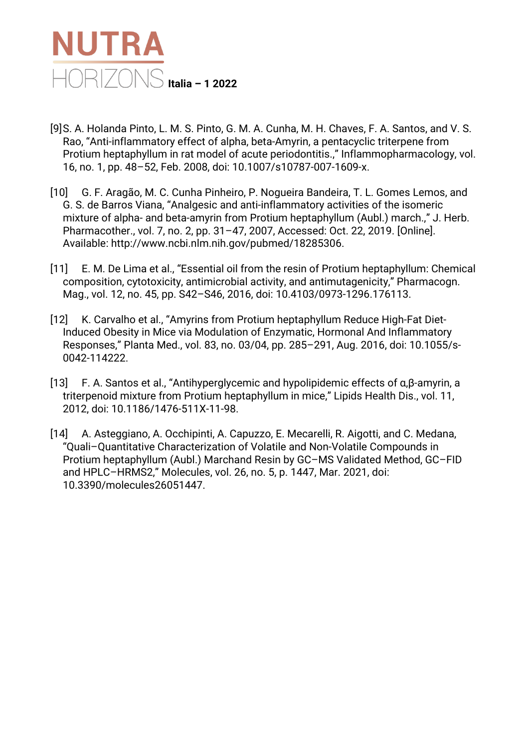[9] S. A. Holanda Pinto, L. M. S. Pinto, G. M. A. Cunha, M. H. Chaves, F. A. Santos, and V. S. Rao, "Anti-inflammatory effect of alpha, beta-Amyrin, a pentacyclic triterpene from Protium heptaphyllum in rat model of acute periodontitis.," Inflammopharmacology, vol. 16, no. 1, pp. 48–52, Feb. 2008, doi: 10.1007/s10787-007-1609-x.

[10] G. F. Aragão, M. C. Cunha Pinheiro, P. Nogueira Bandeira, T. L. Gomes Lemos, and G. S. de Barros Viana, "Analgesic and anti-inflammatory activities of the isomeric mixture of alpha- and beta-amyrin from Protium heptaphyllum (Aubl.) march.," J. Herb. Pharmacother., vol. 7, no. 2, pp. 31–47, 2007, Accessed: Oct. 22, 2019. [Online]. Available: http://www.ncbi.nlm.nih.gov/pubmed/18285306.

[11] E. M. De Lima et al., "Essential oil from the resin of Protium heptaphyllum: Chemical composition, cytotoxicity, antimicrobial activity, and antimutagenicity," Pharmacogn. Mag., vol. 12, no. 45, pp. S42–S46, 2016, doi: 10.4103/0973-1296.176113.

[12] K. Carvalho et al., "Amyrins from Protium heptaphyllum Reduce High-Fat Diet-Induced Obesity in Mice via Modulation of Enzymatic, Hormonal And Inflammatory Responses," Planta Med., vol. 83, no. 03/04, pp. 285–291, Aug. 2016, doi: 10.1055/s-0042-114222.

[13] F. A. Santos et al., "Antihyperglycemic and hypolipidemic effects of α,β-amyrin, a triterpenoid mixture from Protium heptaphyllum in mice," Lipids Health Dis., vol. 11, 2012, doi: 10.1186/1476-511X-11-98.

[14] A. Asteggiano, A. Occhipinti, A. Capuzzo, E. Mecarelli, R. Aigotti, and C. Medana, "Quali–Quantitative Characterization of Volatile and Non-Volatile Compounds in Protium heptaphyllum (Aubl.) Marchand Resin by GC–MS Validated Method, GC–FID and HPLC–HRMS2," Molecules, vol. 26, no. 5, p. 1447, Mar. 2021, doi: 10.3390/molecules26051447.